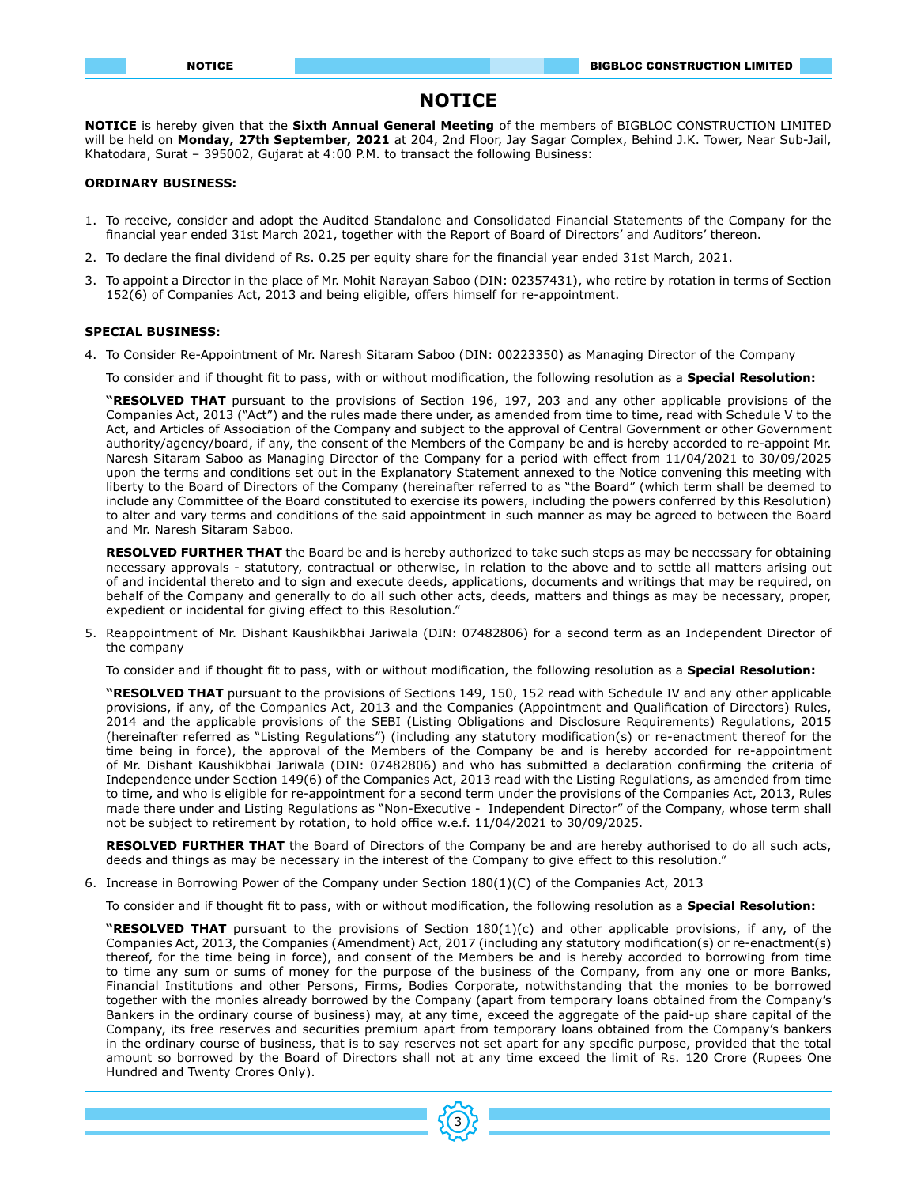# NOTICE

**NOTICE** is hereby given that the **Sixth Annual General Meeting** of the members of BIGBLOC CONSTRUCTION LIMITED will be held on **Monday, 27th September, 2021** at 204, 2nd Floor, Jay Sagar Complex, Behind J.K. Tower, Near Sub-Jail, Khatodara, Surat – 395002, Gujarat at 4:00 P.M. to transact the following Business:

**ORDINARY BUSINESS:**

1. To receive, consider and adopt the Audited Standalone and Consolidated Financial Statements of the Company for the financial year ended 31st March 2021, together with the Report of Board of Directors' and Auditors' thereon.
2. To declare the final dividend of Rs. 0.25 per equity share for the financial year ended 31st March, 2021.
3. To appoint a Director in the place of Mr. Mohit Narayan Saboo (DIN: 02357431), who retire by rotation in terms of Section 152(6) of Companies Act, 2013 and being eligible, offers himself for re-appointment.

**SPECIAL BUSINESS:**

4. To Consider Re-Appointment of Mr. Naresh Sitaram Saboo (DIN: 00223350) as Managing Director of the Company

   To consider and if thought fit to pass, with or without modification, the following resolution as a **Special Resolution:**

   **"RESOLVED THAT** pursuant to the provisions of Section 196, 197, 203 and any other applicable provisions of the Companies Act, 2013 ("Act") and the rules made there under, as amended from time to time, read with Schedule V to the Act, and Articles of Association of the Company and subject to the approval of Central Government or other Government authority/agency/board, if any, the consent of the Members of the Company be and is hereby accorded to re-appoint Mr. Naresh Sitaram Saboo as Managing Director of the Company for a period with effect from 11/04/2021 to 30/09/2025 upon the terms and conditions set out in the Explanatory Statement annexed to the Notice convening this meeting with liberty to the Board of Directors of the Company (hereinafter referred to as "the Board" (which term shall be deemed to include any Committee of the Board constituted to exercise its powers, including the powers conferred by this Resolution) to alter and vary terms and conditions of the said appointment in such manner as may be agreed to between the Board and Mr. Naresh Sitaram Saboo.

   **RESOLVED FURTHER THAT** the Board be and is hereby authorized to take such steps as may be necessary for obtaining necessary approvals - statutory, contractual or otherwise, in relation to the above and to settle all matters arising out of and incidental thereto and to sign and execute deeds, applications, documents and writings that may be required, on behalf of the Company and generally to do all such other acts, deeds, matters and things as may be necessary, proper, expedient or incidental for giving effect to this Resolution."

5. Reappointment of Mr. Dishant Kaushikbhai Jariwala (DIN: 07482806) for a second term as an Independent Director of the company

   To consider and if thought fit to pass, with or without modification, the following resolution as a **Special Resolution:**

   **"RESOLVED THAT** pursuant to the provisions of Sections 149, 150, 152 read with Schedule IV and any other applicable provisions, if any, of the Companies Act, 2013 and the Companies (Appointment and Qualification of Directors) Rules, 2014 and the applicable provisions of the SEBI (Listing Obligations and Disclosure Requirements) Regulations, 2015 (hereinafter referred as "Listing Regulations") (including any statutory modification(s) or re-enactment thereof for the time being in force), the approval of the Members of the Company be and is hereby accorded for re-appointment of Mr. Dishant Kaushikbhai Jariwala (DIN: 07482806) and who has submitted a declaration confirming the criteria of Independence under Section 149(6) of the Companies Act, 2013 read with the Listing Regulations, as amended from time to time, and who is eligible for re-appointment for a second term under the provisions of the Companies Act, 2013, Rules made there under and Listing Regulations as "Non-Executive - Independent Director" of the Company, whose term shall not be subject to retirement by rotation, to hold office w.e.f. 11/04/2021 to 30/09/2025.

   **RESOLVED FURTHER THAT** the Board of Directors of the Company be and are hereby authorised to do all such acts, deeds and things as may be necessary in the interest of the Company to give effect to this resolution."

6. Increase in Borrowing Power of the Company under Section 180(1)(C) of the Companies Act, 2013

   To consider and if thought fit to pass, with or without modification, the following resolution as a **Special Resolution:**

   **"RESOLVED THAT** pursuant to the provisions of Section 180(1)(c) and other applicable provisions, if any, of the Companies Act, 2013, the Companies (Amendment) Act, 2017 (including any statutory modification(s) or re-enactment(s) thereof, for the time being in force), and consent of the Members be and is hereby accorded to borrowing from time to time any sum or sums of money for the purpose of the business of the Company, from any one or more Banks, Financial Institutions and other Persons, Firms, Bodies Corporate, notwithstanding that the monies to be borrowed together with the monies already borrowed by the Company (apart from temporary loans obtained from the Company's Bankers in the ordinary course of business) may, at any time, exceed the aggregate of the paid-up share capital of the Company, its free reserves and securities premium apart from temporary loans obtained from the Company's bankers in the ordinary course of business, that is to say reserves not set apart for any specific purpose, provided that the total amount so borrowed by the Board of Directors shall not at any time exceed the limit of Rs. 120 Crore (Rupees One Hundred and Twenty Crores Only).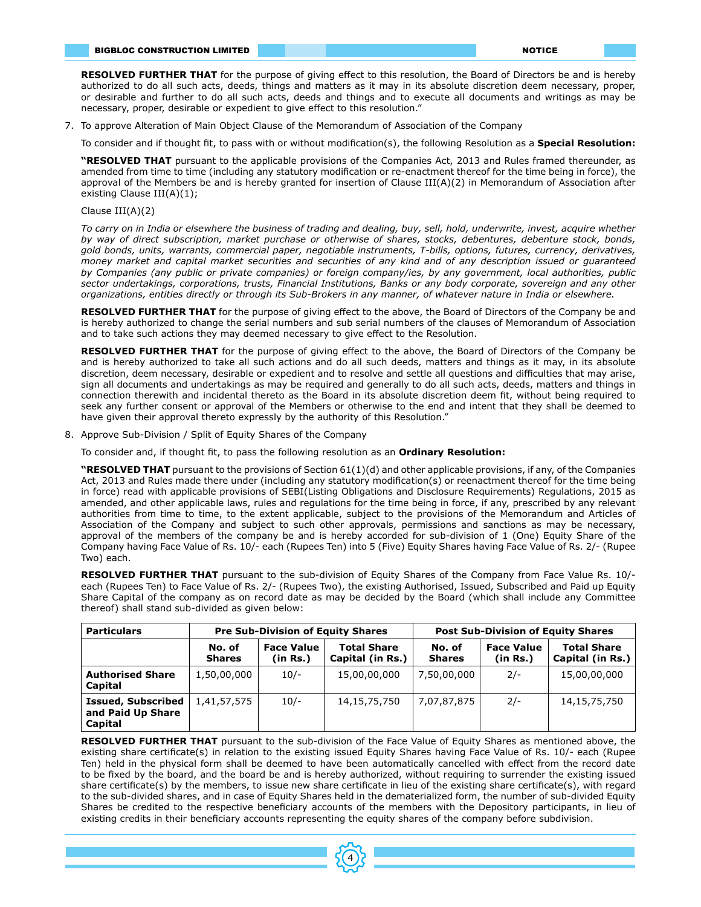**RESOLVED FURTHER THAT** for the purpose of giving effect to this resolution, the Board of Directors be and is hereby authorized to do all such acts, deeds, things and matters as it may in its absolute discretion deem necessary, proper, or desirable and further to do all such acts, deeds and things and to execute all documents and writings as may be necessary, proper, desirable or expedient to give effect to this resolution."

7. To approve Alteration of Main Object Clause of the Memorandum of Association of the Company

   To consider and if thought fit, to pass with or without modification(s), the following Resolution as a **Special Resolution:**

   **"RESOLVED THAT** pursuant to the applicable provisions of the Companies Act, 2013 and Rules framed thereunder, as amended from time to time (including any statutory modification or re-enactment thereof for the time being in force), the approval of the Members be and is hereby granted for insertion of Clause III(A)(2) in Memorandum of Association after existing Clause III(A)(1);

   Clause III(A)(2)

   *To carry on in India or elsewhere the business of trading and dealing, buy, sell, hold, underwrite, invest, acquire whether by way of direct subscription, market purchase or otherwise of shares, stocks, debentures, debenture stock, bonds, gold bonds, units, warrants, commercial paper, negotiable instruments, T-bills, options, futures, currency, derivatives, money market and capital market securities and securities of any kind and of any description issued or guaranteed by Companies (any public or private companies) or foreign company/ies, by any government, local authorities, public sector undertakings, corporations, trusts, Financial Institutions, Banks or any body corporate, sovereign and any other organizations, entities directly or through its Sub-Brokers in any manner, of whatever nature in India or elsewhere.*

   **RESOLVED FURTHER THAT** for the purpose of giving effect to the above, the Board of Directors of the Company be and is hereby authorized to change the serial numbers and sub serial numbers of the clauses of Memorandum of Association and to take such actions they may deemed necessary to give effect to the Resolution.

   **RESOLVED FURTHER THAT** for the purpose of giving effect to the above, the Board of Directors of the Company be and is hereby authorized to take all such actions and do all such deeds, matters and things as it may, in its absolute discretion, deem necessary, desirable or expedient and to resolve and settle all questions and difficulties that may arise, sign all documents and undertakings as may be required and generally to do all such acts, deeds, matters and things in connection therewith and incidental thereto as the Board in its absolute discretion deem fit, without being required to seek any further consent or approval of the Members or otherwise to the end and intent that they shall be deemed to have given their approval thereto expressly by the authority of this Resolution."

8. Approve Sub-Division / Split of Equity Shares of the Company

   To consider and, if thought fit, to pass the following resolution as an **Ordinary Resolution:**

   **"RESOLVED THAT** pursuant to the provisions of Section 61(1)(d) and other applicable provisions, if any, of the Companies Act, 2013 and Rules made there under (including any statutory modification(s) or reenactment thereof for the time being in force) read with applicable provisions of SEBI(Listing Obligations and Disclosure Requirements) Regulations, 2015 as amended, and other applicable laws, rules and regulations for the time being in force, if any, prescribed by any relevant authorities from time to time, to the extent applicable, subject to the provisions of the Memorandum and Articles of Association of the Company and subject to such other approvals, permissions and sanctions as may be necessary, approval of the members of the company be and is hereby accorded for sub-division of 1 (One) Equity Share of the Company having Face Value of Rs. 10/- each (Rupees Ten) into 5 (Five) Equity Shares having Face Value of Rs. 2/- (Rupee Two) each.

   **RESOLVED FURTHER THAT** pursuant to the sub-division of Equity Shares of the Company from Face Value Rs. 10/- each (Rupees Ten) to Face Value of Rs. 2/- (Rupees Two), the existing Authorised, Issued, Subscribed and Paid up Equity Share Capital of the company as on record date as may be decided by the Board (which shall include any Committee thereof) shall stand sub-divided as given below:

| Particulars | Pre Sub-Division of Equity Shares | | | Post Sub-Division of Equity Shares | | |
|---|---|---|---|---|---|---|
| | No. of Shares | Face Value (in Rs.) | Total Share Capital (in Rs.) | No. of Shares | Face Value (in Rs.) | Total Share Capital (in Rs.) |
| Authorised Share Capital | 1,50,00,000 | 10/- | 15,00,00,000 | 7,50,00,000 | 2/- | 15,00,00,000 |
| Issued, Subscribed and Paid Up Share Capital | 1,41,57,575 | 10/- | 14,15,75,750 | 7,07,87,875 | 2/- | 14,15,75,750 |

   **RESOLVED FURTHER THAT** pursuant to the sub-division of the Face Value of Equity Shares as mentioned above, the existing share certificate(s) in relation to the existing issued Equity Shares having Face Value of Rs. 10/- each (Rupee Ten) held in the physical form shall be deemed to have been automatically cancelled with effect from the record date to be fixed by the board, and the board be and is hereby authorized, without requiring to surrender the existing issued share certificate(s) by the members, to issue new share certificate in lieu of the existing share certificate(s), with regard to the sub-divided shares, and in case of Equity Shares held in the dematerialized form, the number of sub-divided Equity Shares be credited to the respective beneficiary accounts of the members with the Depository participants, in lieu of existing credits in their beneficiary accounts representing the equity shares of the company before subdivision.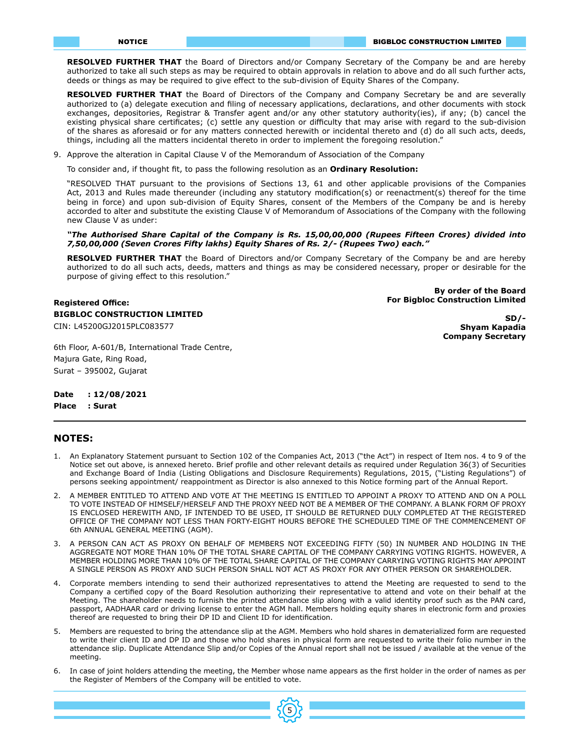**RESOLVED FURTHER THAT** the Board of Directors and/or Company Secretary of the Company be and are hereby authorized to take all such steps as may be required to obtain approvals in relation to above and do all such further acts, deeds or things as may be required to give effect to the sub-division of Equity Shares of the Company.

**RESOLVED FURTHER THAT** the Board of Directors of the Company and Company Secretary be and are severally authorized to (a) delegate execution and filing of necessary applications, declarations, and other documents with stock exchanges, depositories, Registrar & Transfer agent and/or any other statutory authority(ies), if any; (b) cancel the existing physical share certificates; (c) settle any question or difficulty that may arise with regard to the sub-division of the shares as aforesaid or for any matters connected herewith or incidental thereto and (d) do all such acts, deeds, things, including all the matters incidental thereto in order to implement the foregoing resolution."

9. Approve the alteration in Capital Clause V of the Memorandum of Association of the Company

   To consider and, if thought fit, to pass the following resolution as an **Ordinary Resolution:**

   "RESOLVED THAT pursuant to the provisions of Sections 13, 61 and other applicable provisions of the Companies Act, 2013 and Rules made thereunder (including any statutory modification(s) or reenactment(s) thereof for the time being in force) and upon sub-division of Equity Shares, consent of the Members of the Company be and is hereby accorded to alter and substitute the existing Clause V of Memorandum of Associations of the Company with the following new Clause V as under:

   ***"The Authorised Share Capital of the Company is Rs. 15,00,00,000 (Rupees Fifteen Crores) divided into 7,50,00,000 (Seven Crores Fifty lakhs) Equity Shares of Rs. 2/- (Rupees Two) each."***

   **RESOLVED FURTHER THAT** the Board of Directors and/or Company Secretary of the Company be and are hereby authorized to do all such acts, deeds, matters and things as may be considered necessary, proper or desirable for the purpose of giving effect to this resolution."

**By order of the Board**
**For Bigbloc Construction Limited**

**SD/-**
**Shyam Kapadia**
**Company Secretary**

**Registered Office:**
**BIGBLOC CONSTRUCTION LIMITED**
CIN: L45200GJ2015PLC083577

6th Floor, A-601/B, International Trade Centre,
Majura Gate, Ring Road,
Surat – 395002, Gujarat

**Date : 12/08/2021**
**Place : Surat**

## NOTES:

1. An Explanatory Statement pursuant to Section 102 of the Companies Act, 2013 ("the Act") in respect of Item nos. 4 to 9 of the Notice set out above, is annexed hereto. Brief profile and other relevant details as required under Regulation 36(3) of Securities and Exchange Board of India (Listing Obligations and Disclosure Requirements) Regulations, 2015, ("Listing Regulations") of persons seeking appointment/ reappointment as Director is also annexed to this Notice forming part of the Annual Report.

2. A MEMBER ENTITLED TO ATTEND AND VOTE AT THE MEETING IS ENTITLED TO APPOINT A PROXY TO ATTEND AND ON A POLL TO VOTE INSTEAD OF HIMSELF/HERSELF AND THE PROXY NEED NOT BE A MEMBER OF THE COMPANY. A BLANK FORM OF PROXY IS ENCLOSED HEREWITH AND, IF INTENDED TO BE USED, IT SHOULD BE RETURNED DULY COMPLETED AT THE REGISTERED OFFICE OF THE COMPANY NOT LESS THAN FORTY-EIGHT HOURS BEFORE THE SCHEDULED TIME OF THE COMMENCEMENT OF 6th ANNUAL GENERAL MEETING (AGM).

3. A PERSON CAN ACT AS PROXY ON BEHALF OF MEMBERS NOT EXCEEDING FIFTY (50) IN NUMBER AND HOLDING IN THE AGGREGATE NOT MORE THAN 10% OF THE TOTAL SHARE CAPITAL OF THE COMPANY CARRYING VOTING RIGHTS. HOWEVER, A MEMBER HOLDING MORE THAN 10% OF THE TOTAL SHARE CAPITAL OF THE COMPANY CARRYING VOTING RIGHTS MAY APPOINT A SINGLE PERSON AS PROXY AND SUCH PERSON SHALL NOT ACT AS PROXY FOR ANY OTHER PERSON OR SHAREHOLDER.

4. Corporate members intending to send their authorized representatives to attend the Meeting are requested to send to the Company a certified copy of the Board Resolution authorizing their representative to attend and vote on their behalf at the Meeting. The shareholder needs to furnish the printed attendance slip along with a valid identity proof such as the PAN card, passport, AADHAAR card or driving license to enter the AGM hall. Members holding equity shares in electronic form and proxies thereof are requested to bring their DP ID and Client ID for identification.

5. Members are requested to bring the attendance slip at the AGM. Members who hold shares in dematerialized form are requested to write their client ID and DP ID and those who hold shares in physical form are requested to write their folio number in the attendance slip. Duplicate Attendance Slip and/or Copies of the Annual report shall not be issued / available at the venue of the meeting.

6. In case of joint holders attending the meeting, the Member whose name appears as the first holder in the order of names as per the Register of Members of the Company will be entitled to vote.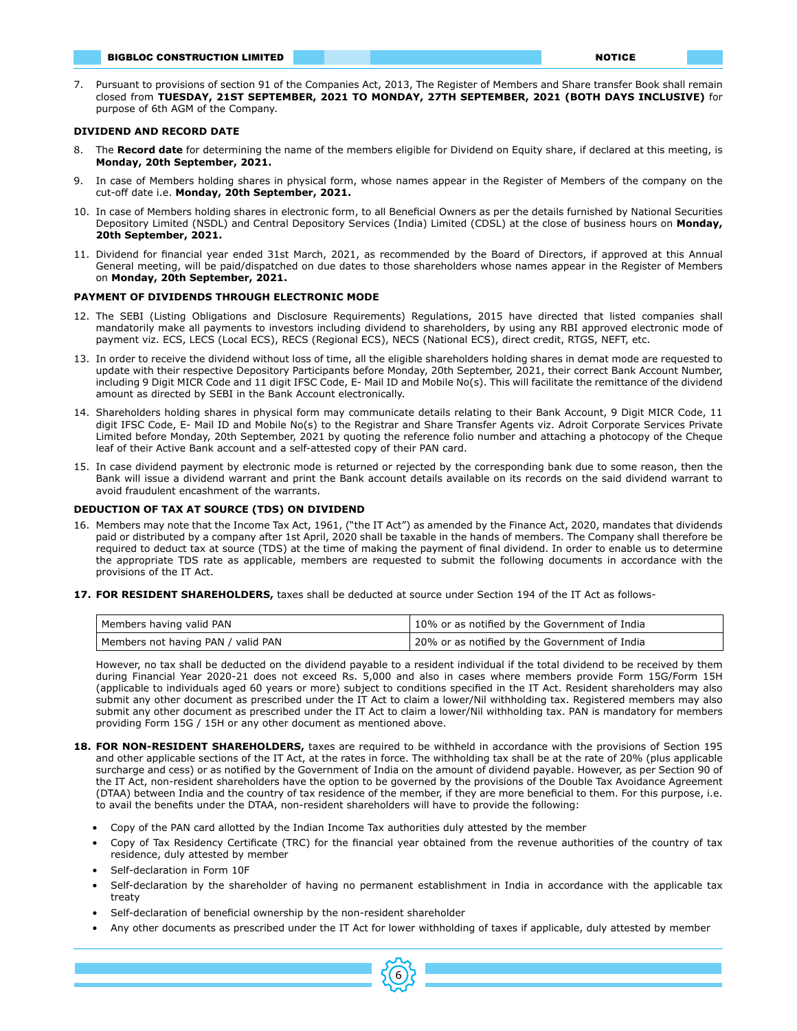7. Pursuant to provisions of section 91 of the Companies Act, 2013, The Register of Members and Share transfer Book shall remain closed from **TUESDAY, 21ST SEPTEMBER, 2021 TO MONDAY, 27TH SEPTEMBER, 2021 (BOTH DAYS INCLUSIVE)** for purpose of 6th AGM of the Company.

**DIVIDEND AND RECORD DATE**

8. The **Record date** for determining the name of the members eligible for Dividend on Equity share, if declared at this meeting, is **Monday, 20th September, 2021.**

9. In case of Members holding shares in physical form, whose names appear in the Register of Members of the company on the cut-off date i.e. **Monday, 20th September, 2021.**

10. In case of Members holding shares in electronic form, to all Beneficial Owners as per the details furnished by National Securities Depository Limited (NSDL) and Central Depository Services (India) Limited (CDSL) at the close of business hours on **Monday, 20th September, 2021.**

11. Dividend for financial year ended 31st March, 2021, as recommended by the Board of Directors, if approved at this Annual General meeting, will be paid/dispatched on due dates to those shareholders whose names appear in the Register of Members on **Monday, 20th September, 2021.**

**PAYMENT OF DIVIDENDS THROUGH ELECTRONIC MODE**

12. The SEBI (Listing Obligations and Disclosure Requirements) Regulations, 2015 have directed that listed companies shall mandatorily make all payments to investors including dividend to shareholders, by using any RBI approved electronic mode of payment viz. ECS, LECS (Local ECS), RECS (Regional ECS), NECS (National ECS), direct credit, RTGS, NEFT, etc.

13. In order to receive the dividend without loss of time, all the eligible shareholders holding shares in demat mode are requested to update with their respective Depository Participants before Monday, 20th September, 2021, their correct Bank Account Number, including 9 Digit MICR Code and 11 digit IFSC Code, E- Mail ID and Mobile No(s). This will facilitate the remittance of the dividend amount as directed by SEBI in the Bank Account electronically.

14. Shareholders holding shares in physical form may communicate details relating to their Bank Account, 9 Digit MICR Code, 11 digit IFSC Code, E- Mail ID and Mobile No(s) to the Registrar and Share Transfer Agents viz. Adroit Corporate Services Private Limited before Monday, 20th September, 2021 by quoting the reference folio number and attaching a photocopy of the Cheque leaf of their Active Bank account and a self-attested copy of their PAN card.

15. In case dividend payment by electronic mode is returned or rejected by the corresponding bank due to some reason, then the Bank will issue a dividend warrant and print the Bank account details available on its records on the said dividend warrant to avoid fraudulent encashment of the warrants.

**DEDUCTION OF TAX AT SOURCE (TDS) ON DIVIDEND**

16. Members may note that the Income Tax Act, 1961, ("the IT Act") as amended by the Finance Act, 2020, mandates that dividends paid or distributed by a company after 1st April, 2020 shall be taxable in the hands of members. The Company shall therefore be required to deduct tax at source (TDS) at the time of making the payment of final dividend. In order to enable us to determine the appropriate TDS rate as applicable, members are requested to submit the following documents in accordance with the provisions of the IT Act.

17. **FOR RESIDENT SHAREHOLDERS,** taxes shall be deducted at source under Section 194 of the IT Act as follows-

| | |
|---|---|
| Members having valid PAN | 10% or as notified by the Government of India |
| Members not having PAN / valid PAN | 20% or as notified by the Government of India |

However, no tax shall be deducted on the dividend payable to a resident individual if the total dividend to be received by them during Financial Year 2020-21 does not exceed Rs. 5,000 and also in cases where members provide Form 15G/Form 15H (applicable to individuals aged 60 years or more) subject to conditions specified in the IT Act. Resident shareholders may also submit any other document as prescribed under the IT Act to claim a lower/Nil withholding tax. Registered members may also submit any other document as prescribed under the IT Act to claim a lower/Nil withholding tax. PAN is mandatory for members providing Form 15G / 15H or any other document as mentioned above.

18. **FOR NON-RESIDENT SHAREHOLDERS,** taxes are required to be withheld in accordance with the provisions of Section 195 and other applicable sections of the IT Act, at the rates in force. The withholding tax shall be at the rate of 20% (plus applicable surcharge and cess) or as notified by the Government of India on the amount of dividend payable. However, as per Section 90 of the IT Act, non-resident shareholders have the option to be governed by the provisions of the Double Tax Avoidance Agreement (DTAA) between India and the country of tax residence of the member, if they are more beneficial to them. For this purpose, i.e. to avail the benefits under the DTAA, non-resident shareholders will have to provide the following:

- Copy of the PAN card allotted by the Indian Income Tax authorities duly attested by the member
- Copy of Tax Residency Certificate (TRC) for the financial year obtained from the revenue authorities of the country of tax residence, duly attested by member
- Self-declaration in Form 10F
- Self-declaration by the shareholder of having no permanent establishment in India in accordance with the applicable tax treaty
- Self-declaration of beneficial ownership by the non-resident shareholder
- Any other documents as prescribed under the IT Act for lower withholding of taxes if applicable, duly attested by member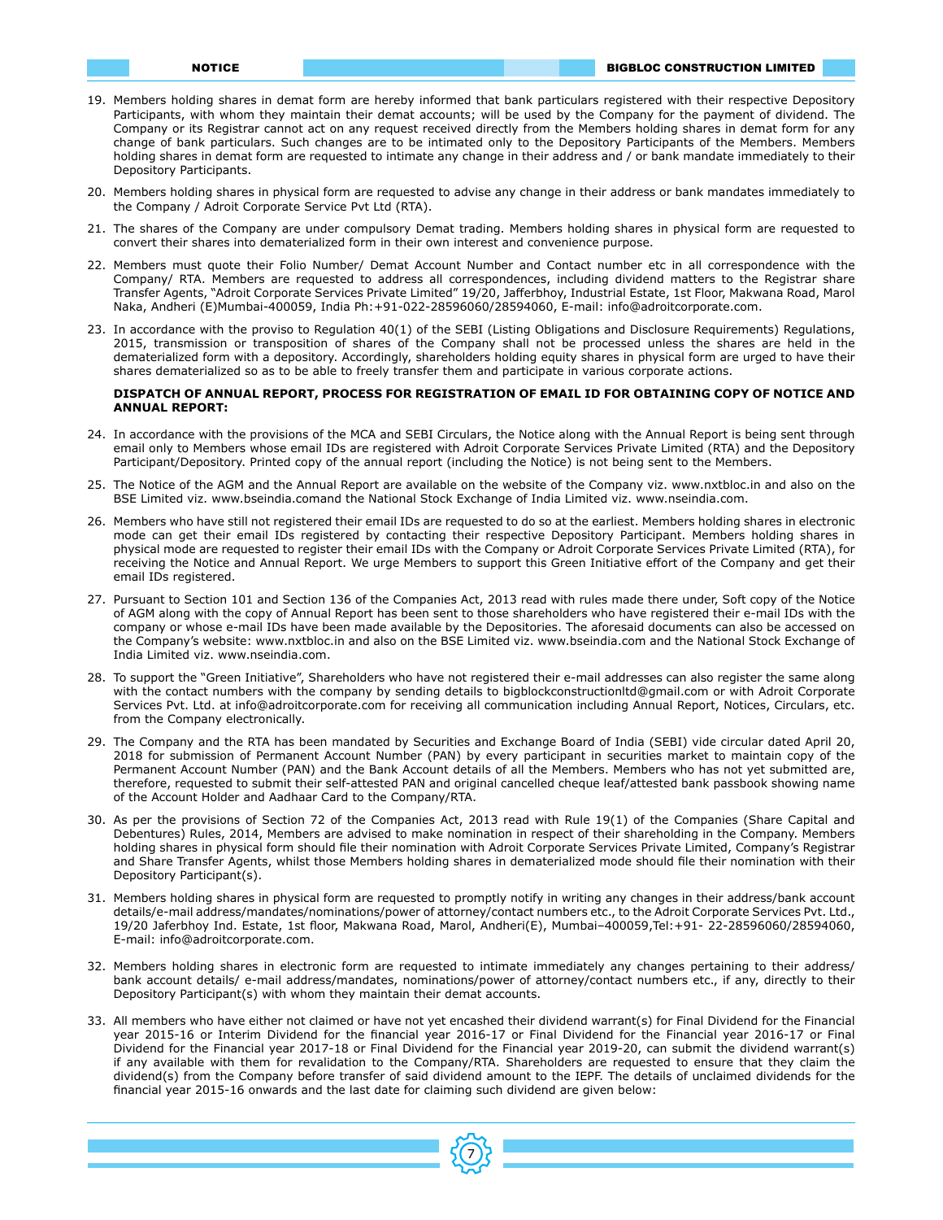19. Members holding shares in demat form are hereby informed that bank particulars registered with their respective Depository Participants, with whom they maintain their demat accounts; will be used by the Company for the payment of dividend. The Company or its Registrar cannot act on any request received directly from the Members holding shares in demat form for any change of bank particulars. Such changes are to be intimated only to the Depository Participants of the Members. Members holding shares in demat form are requested to intimate any change in their address and / or bank mandate immediately to their Depository Participants.

20. Members holding shares in physical form are requested to advise any change in their address or bank mandates immediately to the Company / Adroit Corporate Service Pvt Ltd (RTA).

21. The shares of the Company are under compulsory Demat trading. Members holding shares in physical form are requested to convert their shares into dematerialized form in their own interest and convenience purpose.

22. Members must quote their Folio Number/ Demat Account Number and Contact number etc in all correspondence with the Company/ RTA. Members are requested to address all correspondences, including dividend matters to the Registrar share Transfer Agents, "Adroit Corporate Services Private Limited" 19/20, Jafferbhoy, Industrial Estate, 1st Floor, Makwana Road, Marol Naka, Andheri (E)Mumbai-400059, India Ph:+91-022-28596060/28594060, E-mail: info@adroitcorporate.com.

23. In accordance with the proviso to Regulation 40(1) of the SEBI (Listing Obligations and Disclosure Requirements) Regulations, 2015, transmission or transposition of shares of the Company shall not be processed unless the shares are held in the dematerialized form with a depository. Accordingly, shareholders holding equity shares in physical form are urged to have their shares dematerialized so as to be able to freely transfer them and participate in various corporate actions.

**DISPATCH OF ANNUAL REPORT, PROCESS FOR REGISTRATION OF EMAIL ID FOR OBTAINING COPY OF NOTICE AND ANNUAL REPORT:**

24. In accordance with the provisions of the MCA and SEBI Circulars, the Notice along with the Annual Report is being sent through email only to Members whose email IDs are registered with Adroit Corporate Services Private Limited (RTA) and the Depository Participant/Depository. Printed copy of the annual report (including the Notice) is not being sent to the Members.

25. The Notice of the AGM and the Annual Report are available on the website of the Company viz. www.nxtbloc.in and also on the BSE Limited viz. www.bseindia.comand the National Stock Exchange of India Limited viz. www.nseindia.com.

26. Members who have still not registered their email IDs are requested to do so at the earliest. Members holding shares in electronic mode can get their email IDs registered by contacting their respective Depository Participant. Members holding shares in physical mode are requested to register their email IDs with the Company or Adroit Corporate Services Private Limited (RTA), for receiving the Notice and Annual Report. We urge Members to support this Green Initiative effort of the Company and get their email IDs registered.

27. Pursuant to Section 101 and Section 136 of the Companies Act, 2013 read with rules made there under, Soft copy of the Notice of AGM along with the copy of Annual Report has been sent to those shareholders who have registered their e-mail IDs with the company or whose e-mail IDs have been made available by the Depositories. The aforesaid documents can also be accessed on the Company's website: www.nxtbloc.in and also on the BSE Limited viz. www.bseindia.com and the National Stock Exchange of India Limited viz. www.nseindia.com.

28. To support the "Green Initiative", Shareholders who have not registered their e-mail addresses can also register the same along with the contact numbers with the company by sending details to bigblockconstructionltd@gmail.com or with Adroit Corporate Services Pvt. Ltd. at info@adroitcorporate.com for receiving all communication including Annual Report, Notices, Circulars, etc. from the Company electronically.

29. The Company and the RTA has been mandated by Securities and Exchange Board of India (SEBI) vide circular dated April 20, 2018 for submission of Permanent Account Number (PAN) by every participant in securities market to maintain copy of the Permanent Account Number (PAN) and the Bank Account details of all the Members. Members who has not yet submitted are, therefore, requested to submit their self-attested PAN and original cancelled cheque leaf/attested bank passbook showing name of the Account Holder and Aadhaar Card to the Company/RTA.

30. As per the provisions of Section 72 of the Companies Act, 2013 read with Rule 19(1) of the Companies (Share Capital and Debentures) Rules, 2014, Members are advised to make nomination in respect of their shareholding in the Company. Members holding shares in physical form should file their nomination with Adroit Corporate Services Private Limited, Company's Registrar and Share Transfer Agents, whilst those Members holding shares in dematerialized mode should file their nomination with their Depository Participant(s).

31. Members holding shares in physical form are requested to promptly notify in writing any changes in their address/bank account details/e-mail address/mandates/nominations/power of attorney/contact numbers etc., to the Adroit Corporate Services Pvt. Ltd., 19/20 Jaferbhoy Ind. Estate, 1st floor, Makwana Road, Marol, Andheri(E), Mumbai–400059,Tel:+91- 22-28596060/28594060, E-mail: info@adroitcorporate.com.

32. Members holding shares in electronic form are requested to intimate immediately any changes pertaining to their address/ bank account details/ e-mail address/mandates, nominations/power of attorney/contact numbers etc., if any, directly to their Depository Participant(s) with whom they maintain their demat accounts.

33. All members who have either not claimed or have not yet encashed their dividend warrant(s) for Final Dividend for the Financial year 2015-16 or Interim Dividend for the financial year 2016-17 or Final Dividend for the Financial year 2016-17 or Final Dividend for the Financial year 2017-18 or Final Dividend for the Financial year 2019-20, can submit the dividend warrant(s) if any available with them for revalidation to the Company/RTA. Shareholders are requested to ensure that they claim the dividend(s) from the Company before transfer of said dividend amount to the IEPF. The details of unclaimed dividends for the financial year 2015-16 onwards and the last date for claiming such dividend are given below: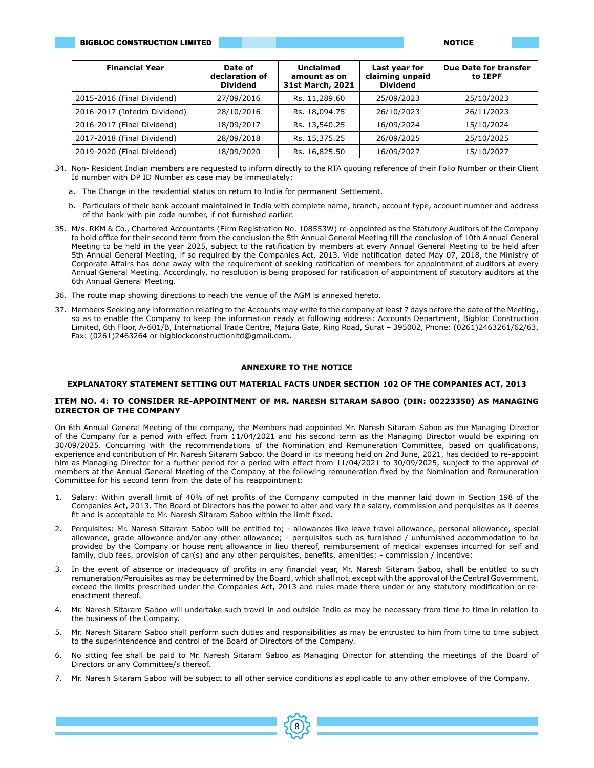| Financial Year | Date of declaration of Dividend | Unclaimed amount as on 31st March, 2021 | Last year for claiming unpaid Dividend | Due Date for transfer to IEPF |
|---|---|---|---|---|
| 2015-2016 (Final Dividend) | 27/09/2016 | Rs. 11,289.60 | 25/09/2023 | 25/10/2023 |
| 2016-2017 (Interim Dividend) | 28/10/2016 | Rs. 18,094.75 | 26/10/2023 | 26/11/2023 |
| 2016-2017 (Final Dividend) | 18/09/2017 | Rs. 13,540.25 | 16/09/2024 | 15/10/2024 |
| 2017-2018 (Final Dividend) | 28/09/2018 | Rs. 15,375.25 | 26/09/2025 | 25/10/2025 |
| 2019-2020 (Final Dividend) | 18/09/2020 | Rs. 16,825.50 | 16/09/2027 | 15/10/2027 |

34. Non- Resident Indian members are requested to inform directly to the RTA quoting reference of their Folio Number or their Client Id number with DP ID Number as case may be immediately:

    a. The Change in the residential status on return to India for permanent Settlement.

    b. Particulars of their bank account maintained in India with complete name, branch, account type, account number and address of the bank with pin code number, if not furnished earlier.

35. M/s. RKM & Co., Chartered Accountants (Firm Registration No. 108553W) re-appointed as the Statutory Auditors of the Company to hold office for their second term from the conclusion the 5th Annual General Meeting till the conclusion of 10th Annual General Meeting to be held in the year 2025, subject to the ratification by members at every Annual General Meeting to be held after 5th Annual General Meeting, if so required by the Companies Act, 2013. Vide notification dated May 07, 2018, the Ministry of Corporate Affairs has done away with the requirement of seeking ratification of members for appointment of auditors at every Annual General Meeting. Accordingly, no resolution is being proposed for ratification of appointment of statutory auditors at the 6th Annual General Meeting.

36. The route map showing directions to reach the venue of the AGM is annexed hereto.

37. Members Seeking any information relating to the Accounts may write to the company at least 7 days before the date of the Meeting, so as to enable the Company to keep the information ready at following address: Accounts Department, Bigbloc Construction Limited, 6th Floor, A-601/B, International Trade Centre, Majura Gate, Ring Road, Surat – 395002, Phone: (0261)2463261/62/63, Fax: (0261)2463264 or bigblockconstructionltd@gmail.com.

## ANNEXURE TO THE NOTICE

### EXPLANATORY STATEMENT SETTING OUT MATERIAL FACTS UNDER SECTION 102 OF THE COMPANIES ACT, 2013

### ITEM NO. 4: TO CONSIDER RE-APPOINTMENT OF MR. NARESH SITARAM SABOO (DIN: 00223350) AS MANAGING DIRECTOR OF THE COMPANY

On 6th Annual General Meeting of the company, the Members had appointed Mr. Naresh Sitaram Saboo as the Managing Director of the Company for a period with effect from 11/04/2021 and his second term as the Managing Director would be expiring on 30/09/2025. Concurring with the recommendations of the Nomination and Remuneration Committee, based on qualifications, experience and contribution of Mr. Naresh Sitaram Saboo, the Board in its meeting held on 2nd June, 2021, has decided to re-appoint him as Managing Director for a further period for a period with effect from 11/04/2021 to 30/09/2025, subject to the approval of members at the Annual General Meeting of the Company at the following remuneration fixed by the Nomination and Remuneration Committee for his second term from the date of his reappointment:

1. Salary: Within overall limit of 40% of net profits of the Company computed in the manner laid down in Section 198 of the Companies Act, 2013. The Board of Directors has the power to alter and vary the salary, commission and perquisites as it deems fit and is acceptable to Mr. Naresh Sitaram Saboo within the limit fixed.

2. Perquisites: Mr. Naresh Sitaram Saboo will be entitled to; - allowances like leave travel allowance, personal allowance, special allowance, grade allowance and/or any other allowance; - perquisites such as furnished / unfurnished accommodation to be provided by the Company or house rent allowance in lieu thereof, reimbursement of medical expenses incurred for self and family, club fees, provision of car(s) and any other perquisites, benefits, amenities; - commission / incentive;

3. In the event of absence or inadequacy of profits in any financial year, Mr. Naresh Sitaram Saboo, shall be entitled to such remuneration/Perquisites as may be determined by the Board, which shall not, except with the approval of the Central Government, exceed the limits prescribed under the Companies Act, 2013 and rules made there under or any statutory modification or re-enactment thereof.

4. Mr. Naresh Sitaram Saboo will undertake such travel in and outside India as may be necessary from time to time in relation to the business of the Company.

5. Mr. Naresh Sitaram Saboo shall perform such duties and responsibilities as may be entrusted to him from time to time subject to the superintendence and control of the Board of Directors of the Company.

6. No sitting fee shall be paid to Mr. Naresh Sitaram Saboo as Managing Director for attending the meetings of the Board of Directors or any Committee/s thereof.

7. Mr. Naresh Sitaram Saboo will be subject to all other service conditions as applicable to any other employee of the Company.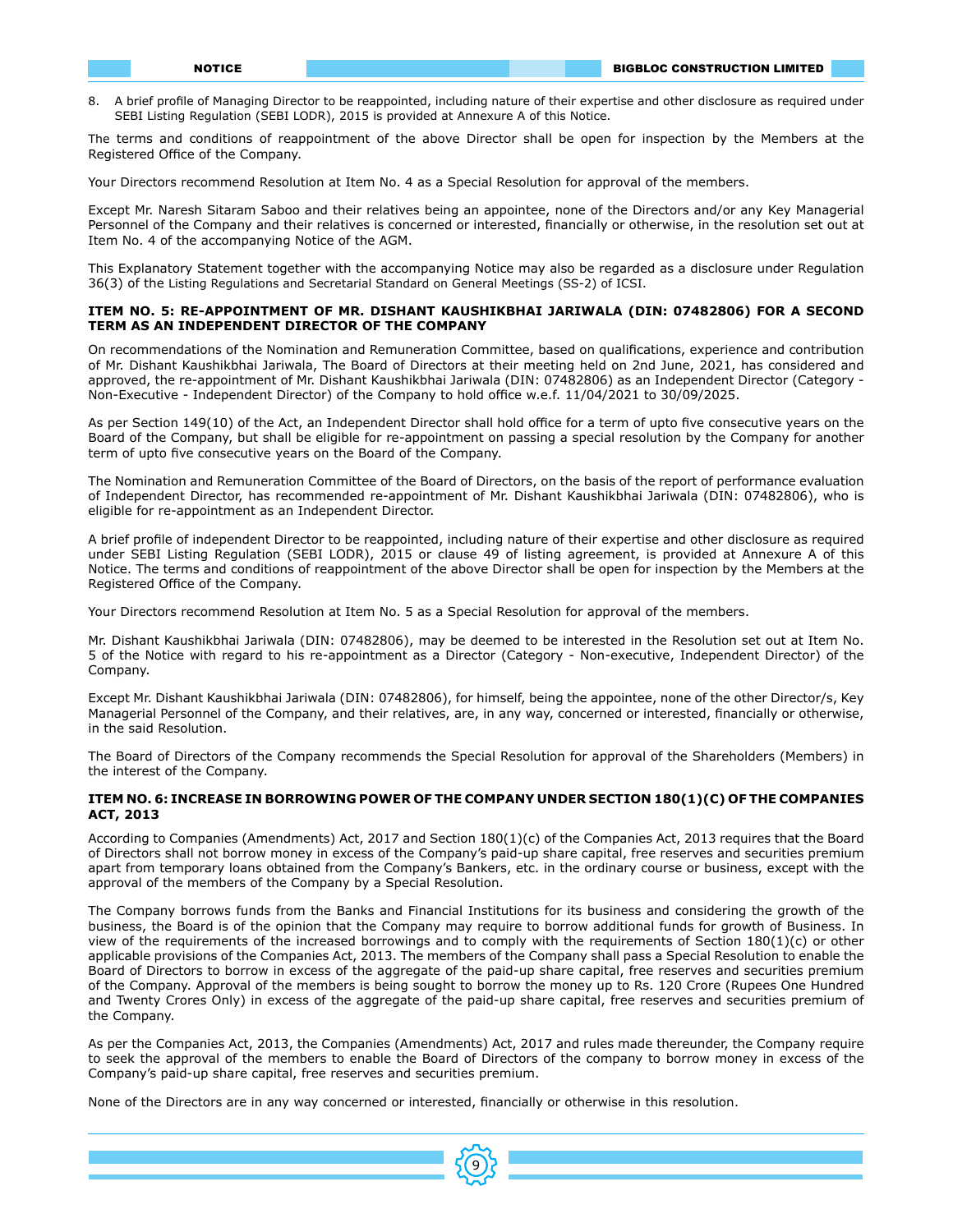8. A brief profile of Managing Director to be reappointed, including nature of their expertise and other disclosure as required under SEBI Listing Regulation (SEBI LODR), 2015 is provided at Annexure A of this Notice.

The terms and conditions of reappointment of the above Director shall be open for inspection by the Members at the Registered Office of the Company.

Your Directors recommend Resolution at Item No. 4 as a Special Resolution for approval of the members.

Except Mr. Naresh Sitaram Saboo and their relatives being an appointee, none of the Directors and/or any Key Managerial Personnel of the Company and their relatives is concerned or interested, financially or otherwise, in the resolution set out at Item No. 4 of the accompanying Notice of the AGM.

This Explanatory Statement together with the accompanying Notice may also be regarded as a disclosure under Regulation 36(3) of the Listing Regulations and Secretarial Standard on General Meetings (SS-2) of ICSI.

**ITEM NO. 5: RE-APPOINTMENT OF MR. DISHANT KAUSHIKBHAI JARIWALA (DIN: 07482806) FOR A SECOND TERM AS AN INDEPENDENT DIRECTOR OF THE COMPANY**

On recommendations of the Nomination and Remuneration Committee, based on qualifications, experience and contribution of Mr. Dishant Kaushikbhai Jariwala, The Board of Directors at their meeting held on 2nd June, 2021, has considered and approved, the re-appointment of Mr. Dishant Kaushikbhai Jariwala (DIN: 07482806) as an Independent Director (Category - Non-Executive - Independent Director) of the Company to hold office w.e.f. 11/04/2021 to 30/09/2025.

As per Section 149(10) of the Act, an Independent Director shall hold office for a term of upto five consecutive years on the Board of the Company, but shall be eligible for re-appointment on passing a special resolution by the Company for another term of upto five consecutive years on the Board of the Company.

The Nomination and Remuneration Committee of the Board of Directors, on the basis of the report of performance evaluation of Independent Director, has recommended re-appointment of Mr. Dishant Kaushikbhai Jariwala (DIN: 07482806), who is eligible for re-appointment as an Independent Director.

A brief profile of independent Director to be reappointed, including nature of their expertise and other disclosure as required under SEBI Listing Regulation (SEBI LODR), 2015 or clause 49 of listing agreement, is provided at Annexure A of this Notice. The terms and conditions of reappointment of the above Director shall be open for inspection by the Members at the Registered Office of the Company.

Your Directors recommend Resolution at Item No. 5 as a Special Resolution for approval of the members.

Mr. Dishant Kaushikbhai Jariwala (DIN: 07482806), may be deemed to be interested in the Resolution set out at Item No. 5 of the Notice with regard to his re-appointment as a Director (Category - Non-executive, Independent Director) of the Company.

Except Mr. Dishant Kaushikbhai Jariwala (DIN: 07482806), for himself, being the appointee, none of the other Director/s, Key Managerial Personnel of the Company, and their relatives, are, in any way, concerned or interested, financially or otherwise, in the said Resolution.

The Board of Directors of the Company recommends the Special Resolution for approval of the Shareholders (Members) in the interest of the Company.

**ITEM NO. 6: INCREASE IN BORROWING POWER OF THE COMPANY UNDER SECTION 180(1)(C) OF THE COMPANIES ACT, 2013**

According to Companies (Amendments) Act, 2017 and Section 180(1)(c) of the Companies Act, 2013 requires that the Board of Directors shall not borrow money in excess of the Company's paid-up share capital, free reserves and securities premium apart from temporary loans obtained from the Company's Bankers, etc. in the ordinary course or business, except with the approval of the members of the Company by a Special Resolution.

The Company borrows funds from the Banks and Financial Institutions for its business and considering the growth of the business, the Board is of the opinion that the Company may require to borrow additional funds for growth of Business. In view of the requirements of the increased borrowings and to comply with the requirements of Section 180(1)(c) or other applicable provisions of the Companies Act, 2013. The members of the Company shall pass a Special Resolution to enable the Board of Directors to borrow in excess of the aggregate of the paid-up share capital, free reserves and securities premium of the Company. Approval of the members is being sought to borrow the money up to Rs. 120 Crore (Rupees One Hundred and Twenty Crores Only) in excess of the aggregate of the paid-up share capital, free reserves and securities premium of the Company.

As per the Companies Act, 2013, the Companies (Amendments) Act, 2017 and rules made thereunder, the Company require to seek the approval of the members to enable the Board of Directors of the company to borrow money in excess of the Company's paid-up share capital, free reserves and securities premium.

None of the Directors are in any way concerned or interested, financially or otherwise in this resolution.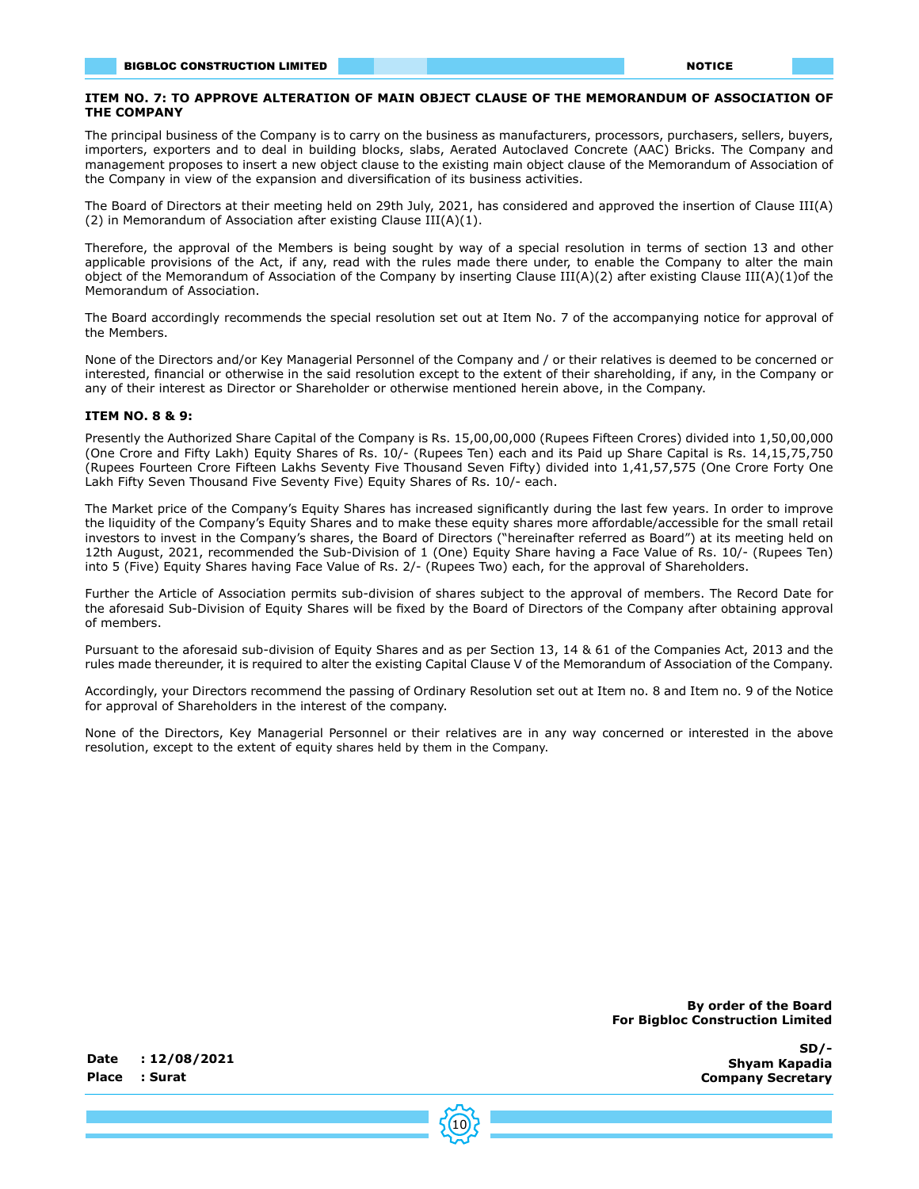**ITEM NO. 7: TO APPROVE ALTERATION OF MAIN OBJECT CLAUSE OF THE MEMORANDUM OF ASSOCIATION OF THE COMPANY**

The principal business of the Company is to carry on the business as manufacturers, processors, purchasers, sellers, buyers, importers, exporters and to deal in building blocks, slabs, Aerated Autoclaved Concrete (AAC) Bricks. The Company and management proposes to insert a new object clause to the existing main object clause of the Memorandum of Association of the Company in view of the expansion and diversification of its business activities.

The Board of Directors at their meeting held on 29th July, 2021, has considered and approved the insertion of Clause III(A)(2) in Memorandum of Association after existing Clause III(A)(1).

Therefore, the approval of the Members is being sought by way of a special resolution in terms of section 13 and other applicable provisions of the Act, if any, read with the rules made there under, to enable the Company to alter the main object of the Memorandum of Association of the Company by inserting Clause III(A)(2) after existing Clause III(A)(1)of the Memorandum of Association.

The Board accordingly recommends the special resolution set out at Item No. 7 of the accompanying notice for approval of the Members.

None of the Directors and/or Key Managerial Personnel of the Company and / or their relatives is deemed to be concerned or interested, financial or otherwise in the said resolution except to the extent of their shareholding, if any, in the Company or any of their interest as Director or Shareholder or otherwise mentioned herein above, in the Company.

**ITEM NO. 8 & 9:**

Presently the Authorized Share Capital of the Company is Rs. 15,00,00,000 (Rupees Fifteen Crores) divided into 1,50,00,000 (One Crore and Fifty Lakh) Equity Shares of Rs. 10/- (Rupees Ten) each and its Paid up Share Capital is Rs. 14,15,75,750 (Rupees Fourteen Crore Fifteen Lakhs Seventy Five Thousand Seven Fifty) divided into 1,41,57,575 (One Crore Forty One Lakh Fifty Seven Thousand Five Seventy Five) Equity Shares of Rs. 10/- each.

The Market price of the Company's Equity Shares has increased significantly during the last few years. In order to improve the liquidity of the Company's Equity Shares and to make these equity shares more affordable/accessible for the small retail investors to invest in the Company's shares, the Board of Directors ("hereinafter referred as Board") at its meeting held on 12th August, 2021, recommended the Sub-Division of 1 (One) Equity Share having a Face Value of Rs. 10/- (Rupees Ten) into 5 (Five) Equity Shares having Face Value of Rs. 2/- (Rupees Two) each, for the approval of Shareholders.

Further the Article of Association permits sub-division of shares subject to the approval of members. The Record Date for the aforesaid Sub-Division of Equity Shares will be fixed by the Board of Directors of the Company after obtaining approval of members.

Pursuant to the aforesaid sub-division of Equity Shares and as per Section 13, 14 & 61 of the Companies Act, 2013 and the rules made thereunder, it is required to alter the existing Capital Clause V of the Memorandum of Association of the Company.

Accordingly, your Directors recommend the passing of Ordinary Resolution set out at Item no. 8 and Item no. 9 of the Notice for approval of Shareholders in the interest of the company.

None of the Directors, Key Managerial Personnel or their relatives are in any way concerned or interested in the above resolution, except to the extent of equity shares held by them in the Company.

**By order of the Board**
**For Bigbloc Construction Limited**

**SD/-**
**Shyam Kapadia**
**Company Secretary**

**Date : 12/08/2021**
**Place : Surat**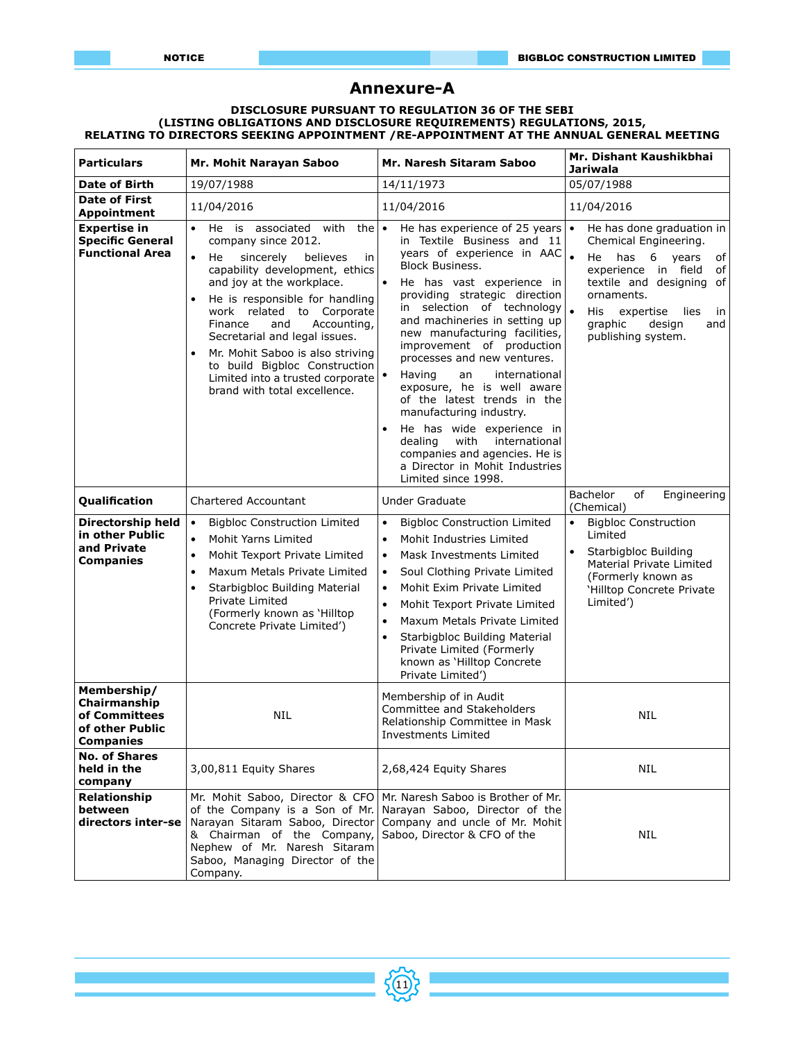# Annexure-A

**DISCLOSURE PURSUANT TO REGULATION 36 OF THE SEBI (LISTING OBLIGATIONS AND DISCLOSURE REQUIREMENTS) REGULATIONS, 2015, RELATING TO DIRECTORS SEEKING APPOINTMENT /RE-APPOINTMENT AT THE ANNUAL GENERAL MEETING**

| Particulars | Mr. Mohit Narayan Saboo | Mr. Naresh Sitaram Saboo | Mr. Dishant Kaushikbhai Jariwala |
|---|---|---|---|
| **Date of Birth** | 19/07/1988 | 14/11/1973 | 05/07/1988 |
| **Date of First Appointment** | 11/04/2016 | 11/04/2016 | 11/04/2016 |
| **Expertise in Specific General Functional Area** | • He is associated with the company since 2012.<br>• He sincerely believes in capability development, ethics and joy at the workplace.<br>• He is responsible for handling work related to Corporate Finance and Accounting, Secretarial and legal issues.<br>• Mr. Mohit Saboo is also striving to build Bigbloc Construction Limited into a trusted corporate brand with total excellence. | • He has experience of 25 years in Textile Business and 11 years of experience in AAC Block Business.<br>• He has vast experience in providing strategic direction in selection of technology and machineries in setting up new manufacturing facilities, improvement of production processes and new ventures.<br>• Having an international exposure, he is well aware of the latest trends in the manufacturing industry.<br>• He has wide experience in dealing with international companies and agencies. He is a Director in Mohit Industries Limited since 1998. | • He has done graduation in Chemical Engineering.<br>• He has 6 years of experience in field of textile and designing of ornaments.<br>• His expertise lies in graphic design and publishing system. |
| **Qualification** | Chartered Accountant | Under Graduate | Bachelor of Engineering (Chemical) |
| **Directorship held in other Public and Private Companies** | • Bigbloc Construction Limited<br>• Mohit Yarns Limited<br>• Mohit Texport Private Limited<br>• Maxum Metals Private Limited<br>• Starbigbloc Building Material Private Limited (Formerly known as 'Hilltop Concrete Private Limited') | • Bigbloc Construction Limited<br>• Mohit Industries Limited<br>• Mask Investments Limited<br>• Soul Clothing Private Limited<br>• Mohit Exim Private Limited<br>• Mohit Texport Private Limited<br>• Maxum Metals Private Limited<br>• Starbigbloc Building Material Private Limited (Formerly known as 'Hilltop Concrete Private Limited') | • Bigbloc Construction Limited<br>• Starbigbloc Building Material Private Limited (Formerly known as 'Hilltop Concrete Private Limited') |
| **Membership/ Chairmanship of Committees of other Public Companies** | NIL | Membership of in Audit Committee and Stakeholders Relationship Committee in Mask Investments Limited | NIL |
| **No. of Shares held in the company** | 3,00,811 Equity Shares | 2,68,424 Equity Shares | NIL |
| **Relationship between directors inter-se** | Mr. Mohit Saboo, Director & CFO of the Company is a Son of Mr. Narayan Sitaram Saboo, Director & Chairman of the Company, Nephew of Mr. Naresh Sitaram Saboo, Managing Director of the Company. | Mr. Naresh Saboo is Brother of Mr. Narayan Saboo, Director of the Company and uncle of Mr. Mohit Saboo, Director & CFO of the | NIL |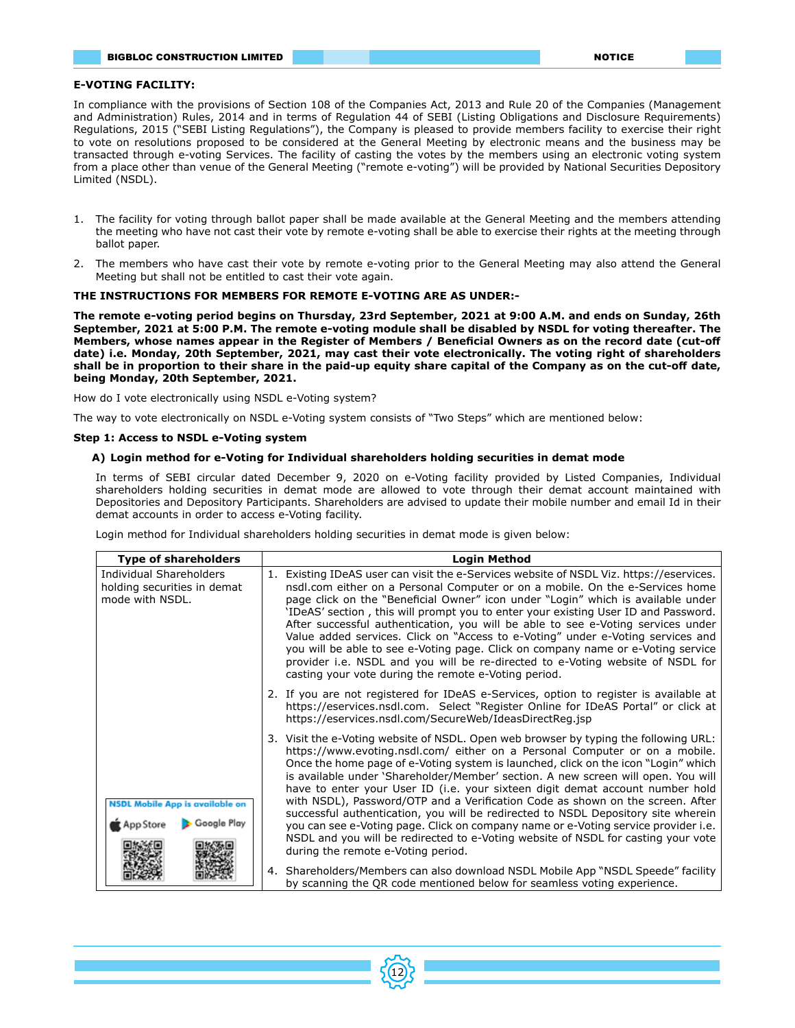## E-VOTING FACILITY:

In compliance with the provisions of Section 108 of the Companies Act, 2013 and Rule 20 of the Companies (Management and Administration) Rules, 2014 and in terms of Regulation 44 of SEBI (Listing Obligations and Disclosure Requirements) Regulations, 2015 ("SEBI Listing Regulations"), the Company is pleased to provide members facility to exercise their right to vote on resolutions proposed to be considered at the General Meeting by electronic means and the business may be transacted through e-voting Services. The facility of casting the votes by the members using an electronic voting system from a place other than venue of the General Meeting ("remote e-voting") will be provided by National Securities Depository Limited (NSDL).

1. The facility for voting through ballot paper shall be made available at the General Meeting and the members attending the meeting who have not cast their vote by remote e-voting shall be able to exercise their rights at the meeting through ballot paper.
2. The members who have cast their vote by remote e-voting prior to the General Meeting may also attend the General Meeting but shall not be entitled to cast their vote again.

**THE INSTRUCTIONS FOR MEMBERS FOR REMOTE E-VOTING ARE AS UNDER:-**

**The remote e-voting period begins on Thursday, 23rd September, 2021 at 9:00 A.M. and ends on Sunday, 26th September, 2021 at 5:00 P.M. The remote e-voting module shall be disabled by NSDL for voting thereafter. The Members, whose names appear in the Register of Members / Beneficial Owners as on the record date (cut-off date) i.e. Monday, 20th September, 2021, may cast their vote electronically. The voting right of shareholders shall be in proportion to their share in the paid-up equity share capital of the Company as on the cut-off date, being Monday, 20th September, 2021.**

How do I vote electronically using NSDL e-Voting system?

The way to vote electronically on NSDL e-Voting system consists of "Two Steps" which are mentioned below:

**Step 1: Access to NSDL e-Voting system**

**A) Login method for e-Voting for Individual shareholders holding securities in demat mode**

In terms of SEBI circular dated December 9, 2020 on e-Voting facility provided by Listed Companies, Individual shareholders holding securities in demat mode are allowed to vote through their demat account maintained with Depositories and Depository Participants. Shareholders are advised to update their mobile number and email Id in their demat accounts in order to access e-Voting facility.

Login method for Individual shareholders holding securities in demat mode is given below:

| Type of shareholders | Login Method |
|---|---|
| Individual Shareholders holding securities in demat mode with NSDL.<br><br>NSDL Mobile App is available on App Store Google Play | 1. Existing IDeAS user can visit the e-Services website of NSDL Viz. https://eservices.nsdl.com either on a Personal Computer or on a mobile. On the e-Services home page click on the "Beneficial Owner" icon under "Login" which is available under 'IDeAS' section , this will prompt you to enter your existing User ID and Password. After successful authentication, you will be able to see e-Voting services under Value added services. Click on "Access to e-Voting" under e-Voting services and you will be able to see e-Voting page. Click on company name or e-Voting service provider i.e. NSDL and you will be re-directed to e-Voting website of NSDL for casting your vote during the remote e-Voting period.<br><br>2. If you are not registered for IDeAS e-Services, option to register is available at https://eservices.nsdl.com. Select "Register Online for IDeAS Portal" or click at https://eservices.nsdl.com/SecureWeb/IdeasDirectReg.jsp<br><br>3. Visit the e-Voting website of NSDL. Open web browser by typing the following URL: https://www.evoting.nsdl.com/ either on a Personal Computer or on a mobile. Once the home page of e-Voting system is launched, click on the icon "Login" which is available under 'Shareholder/Member' section. A new screen will open. You will have to enter your User ID (i.e. your sixteen digit demat account number hold with NSDL), Password/OTP and a Verification Code as shown on the screen. After successful authentication, you will be redirected to NSDL Depository site wherein you can see e-Voting page. Click on company name or e-Voting service provider i.e. NSDL and you will be redirected to e-Voting website of NSDL for casting your vote during the remote e-Voting period.<br><br>4. Shareholders/Members can also download NSDL Mobile App "NSDL Speede" facility by scanning the QR code mentioned below for seamless voting experience. |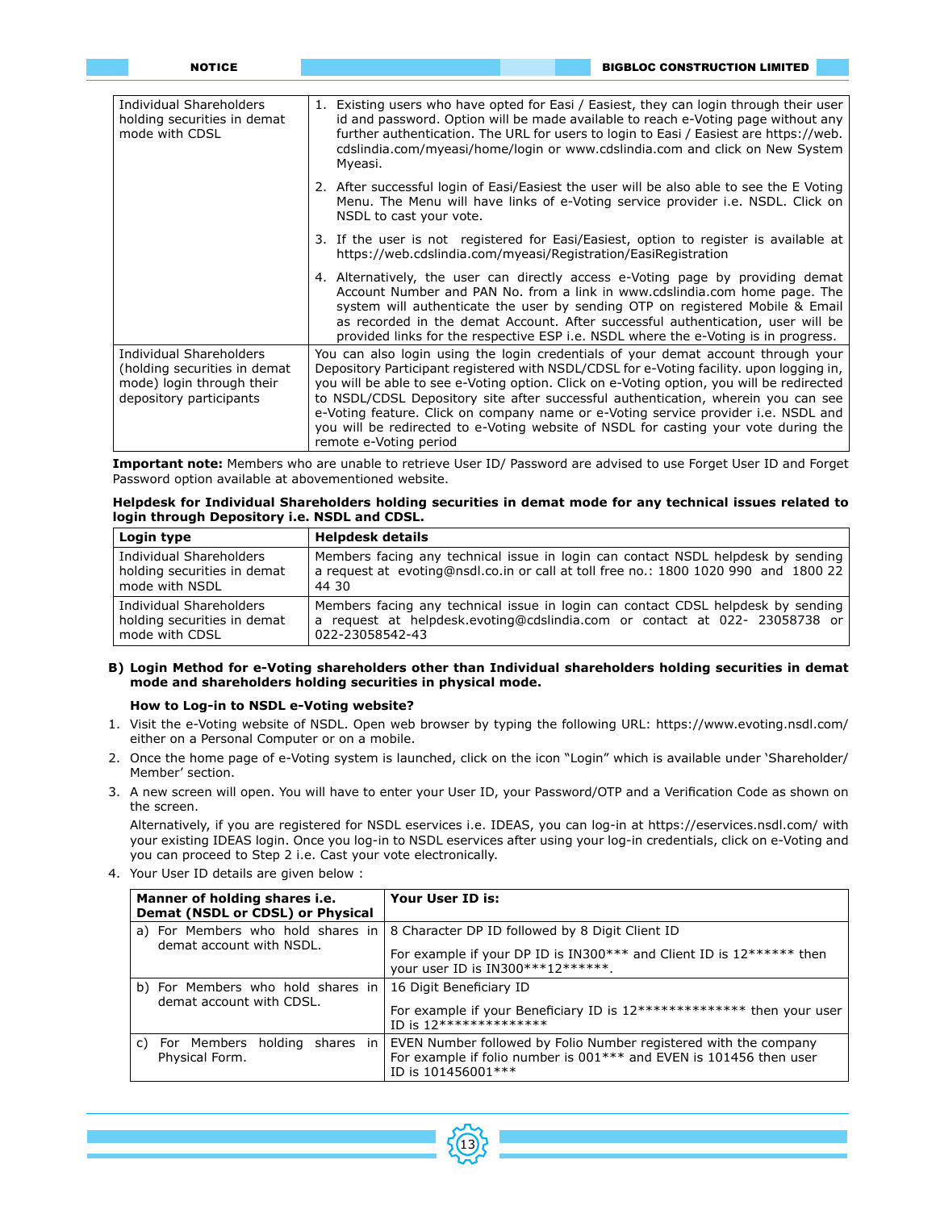| | |
|---|---|
| Individual Shareholders holding securities in demat mode with CDSL | 1. Existing users who have opted for Easi / Easiest, they can login through their user id and password. Option will be made available to reach e-Voting page without any further authentication. The URL for users to login to Easi / Easiest are https://web.cdslindia.com/myeasi/home/login or www.cdslindia.com and click on New System Myeasi.<br>2. After successful login of Easi/Easiest the user will be also able to see the E Voting Menu. The Menu will have links of e-Voting service provider i.e. NSDL. Click on NSDL to cast your vote.<br>3. If the user is not registered for Easi/Easiest, option to register is available at https://web.cdslindia.com/myeasi/Registration/EasiRegistration<br>4. Alternatively, the user can directly access e-Voting page by providing demat Account Number and PAN No. from a link in www.cdslindia.com home page. The system will authenticate the user by sending OTP on registered Mobile & Email as recorded in the demat Account. After successful authentication, user will be provided links for the respective ESP i.e. NSDL where the e-Voting is in progress. |
| Individual Shareholders (holding securities in demat mode) login through their depository participants | You can also login using the login credentials of your demat account through your Depository Participant registered with NSDL/CDSL for e-Voting facility. upon logging in, you will be able to see e-Voting option. Click on e-Voting option, you will be redirected to NSDL/CDSL Depository site after successful authentication, wherein you can see e-Voting feature. Click on company name or e-Voting service provider i.e. NSDL and you will be redirected to e-Voting website of NSDL for casting your vote during the remote e-Voting period |

**Important note:** Members who are unable to retrieve User ID/ Password are advised to use Forget User ID and Forget Password option available at abovementioned website.

**Helpdesk for Individual Shareholders holding securities in demat mode for any technical issues related to login through Depository i.e. NSDL and CDSL.**

| Login type | Helpdesk details |
|---|---|
| Individual Shareholders holding securities in demat mode with NSDL | Members facing any technical issue in login can contact NSDL helpdesk by sending a request at evoting@nsdl.co.in or call at toll free no.: 1800 1020 990 and 1800 22 44 30 |
| Individual Shareholders holding securities in demat mode with CDSL | Members facing any technical issue in login can contact CDSL helpdesk by sending a request at helpdesk.evoting@cdslindia.com or contact at 022- 23058738 or 022-23058542-43 |

**B) Login Method for e-Voting shareholders other than Individual shareholders holding securities in demat mode and shareholders holding securities in physical mode.**

**How to Log-in to NSDL e-Voting website?**

1. Visit the e-Voting website of NSDL. Open web browser by typing the following URL: https://www.evoting.nsdl.com/ either on a Personal Computer or on a mobile.
2. Once the home page of e-Voting system is launched, click on the icon "Login" which is available under 'Shareholder/ Member' section.
3. A new screen will open. You will have to enter your User ID, your Password/OTP and a Verification Code as shown on the screen.

   Alternatively, if you are registered for NSDL eservices i.e. IDEAS, you can log-in at https://eservices.nsdl.com/ with your existing IDEAS login. Once you log-in to NSDL eservices after using your log-in credentials, click on e-Voting and you can proceed to Step 2 i.e. Cast your vote electronically.
4. Your User ID details are given below :

| Manner of holding shares i.e. Demat (NSDL or CDSL) or Physical | Your User ID is: |
|---|---|
| a) For Members who hold shares in demat account with NSDL. | 8 Character DP ID followed by 8 Digit Client ID<br>For example if your DP ID is IN300*** and Client ID is 12****** then your user ID is IN300***12******. |
| b) For Members who hold shares in demat account with CDSL. | 16 Digit Beneficiary ID<br>For example if your Beneficiary ID is 12************** then your user ID is 12************** |
| c) For Members holding shares in Physical Form. | EVEN Number followed by Folio Number registered with the company For example if folio number is 001*** and EVEN is 101456 then user ID is 101456001*** |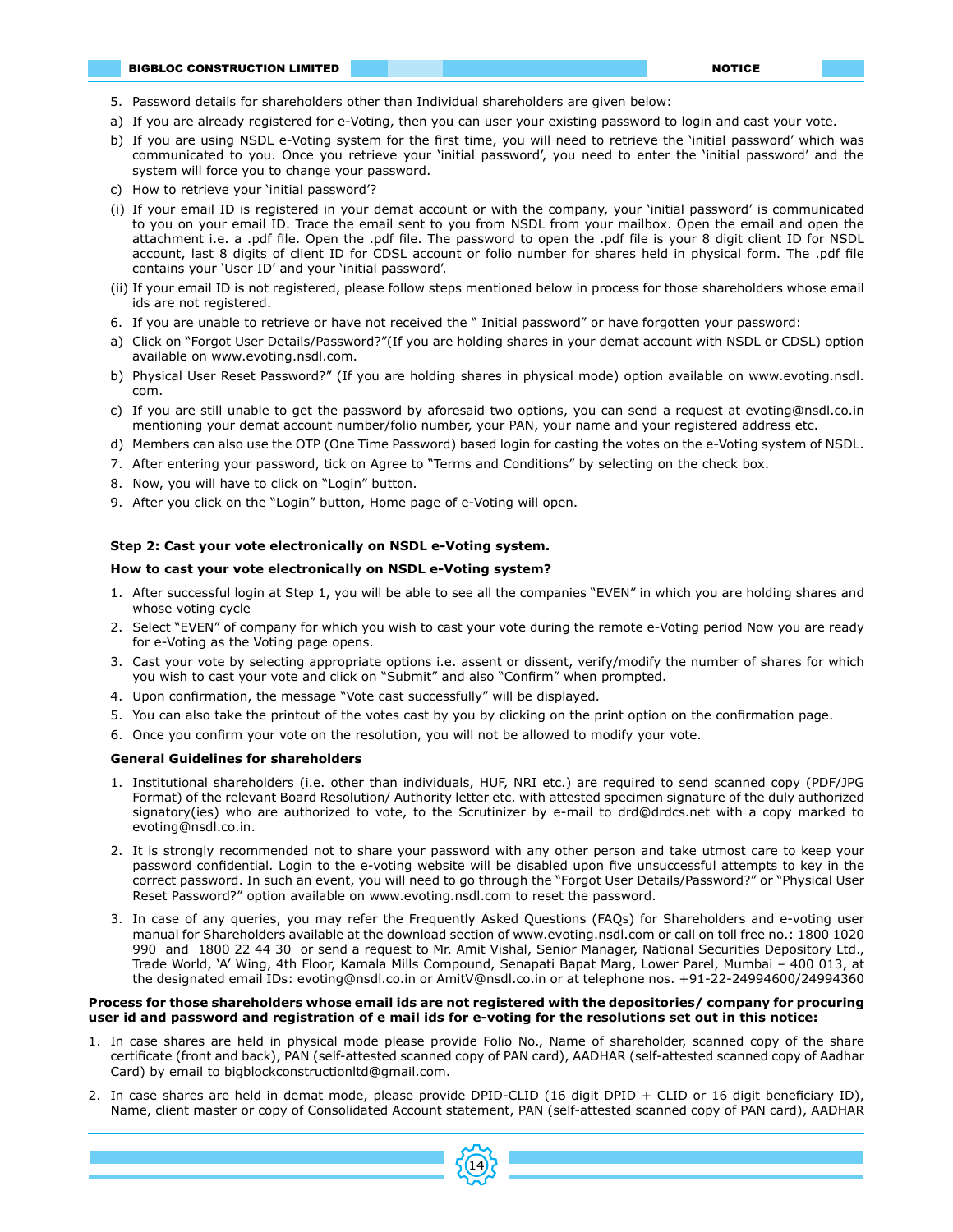5. Password details for shareholders other than Individual shareholders are given below:

a) If you are already registered for e-Voting, then you can user your existing password to login and cast your vote.

b) If you are using NSDL e-Voting system for the first time, you will need to retrieve the 'initial password' which was communicated to you. Once you retrieve your 'initial password', you need to enter the 'initial password' and the system will force you to change your password.

c) How to retrieve your 'initial password'?

(i) If your email ID is registered in your demat account or with the company, your 'initial password' is communicated to you on your email ID. Trace the email sent to you from NSDL from your mailbox. Open the email and open the attachment i.e. a .pdf file. Open the .pdf file. The password to open the .pdf file is your 8 digit client ID for NSDL account, last 8 digits of client ID for CDSL account or folio number for shares held in physical form. The .pdf file contains your 'User ID' and your 'initial password'.

(ii) If your email ID is not registered, please follow steps mentioned below in process for those shareholders whose email ids are not registered.

6. If you are unable to retrieve or have not received the " Initial password" or have forgotten your password:

a) Click on "Forgot User Details/Password?"(If you are holding shares in your demat account with NSDL or CDSL) option available on www.evoting.nsdl.com.

b) Physical User Reset Password?" (If you are holding shares in physical mode) option available on www.evoting.nsdl.com.

c) If you are still unable to get the password by aforesaid two options, you can send a request at evoting@nsdl.co.in mentioning your demat account number/folio number, your PAN, your name and your registered address etc.

d) Members can also use the OTP (One Time Password) based login for casting the votes on the e-Voting system of NSDL.

7. After entering your password, tick on Agree to "Terms and Conditions" by selecting on the check box.

8. Now, you will have to click on "Login" button.

9. After you click on the "Login" button, Home page of e-Voting will open.

**Step 2: Cast your vote electronically on NSDL e-Voting system.**

**How to cast your vote electronically on NSDL e-Voting system?**

1. After successful login at Step 1, you will be able to see all the companies "EVEN" in which you are holding shares and whose voting cycle
2. Select "EVEN" of company for which you wish to cast your vote during the remote e-Voting period Now you are ready for e-Voting as the Voting page opens.
3. Cast your vote by selecting appropriate options i.e. assent or dissent, verify/modify the number of shares for which you wish to cast your vote and click on "Submit" and also "Confirm" when prompted.
4. Upon confirmation, the message "Vote cast successfully" will be displayed.
5. You can also take the printout of the votes cast by you by clicking on the print option on the confirmation page.
6. Once you confirm your vote on the resolution, you will not be allowed to modify your vote.

**General Guidelines for shareholders**

1. Institutional shareholders (i.e. other than individuals, HUF, NRI etc.) are required to send scanned copy (PDF/JPG Format) of the relevant Board Resolution/ Authority letter etc. with attested specimen signature of the duly authorized signatory(ies) who are authorized to vote, to the Scrutinizer by e-mail to drd@drdcs.net with a copy marked to evoting@nsdl.co.in.

2. It is strongly recommended not to share your password with any other person and take utmost care to keep your password confidential. Login to the e-voting website will be disabled upon five unsuccessful attempts to key in the correct password. In such an event, you will need to go through the "Forgot User Details/Password?" or "Physical User Reset Password?" option available on www.evoting.nsdl.com to reset the password.

3. In case of any queries, you may refer the Frequently Asked Questions (FAQs) for Shareholders and e-voting user manual for Shareholders available at the download section of www.evoting.nsdl.com or call on toll free no.: 1800 1020 990 and 1800 22 44 30 or send a request to Mr. Amit Vishal, Senior Manager, National Securities Depository Ltd., Trade World, 'A' Wing, 4th Floor, Kamala Mills Compound, Senapati Bapat Marg, Lower Parel, Mumbai – 400 013, at the designated email IDs: evoting@nsdl.co.in or AmitV@nsdl.co.in or at telephone nos. +91-22-24994600/24994360

**Process for those shareholders whose email ids are not registered with the depositories/ company for procuring user id and password and registration of e mail ids for e-voting for the resolutions set out in this notice:**

1. In case shares are held in physical mode please provide Folio No., Name of shareholder, scanned copy of the share certificate (front and back), PAN (self-attested scanned copy of PAN card), AADHAR (self-attested scanned copy of Aadhar Card) by email to bigblockconstructionltd@gmail.com.

2. In case shares are held in demat mode, please provide DPID-CLID (16 digit DPID + CLID or 16 digit beneficiary ID), Name, client master or copy of Consolidated Account statement, PAN (self-attested scanned copy of PAN card), AADHAR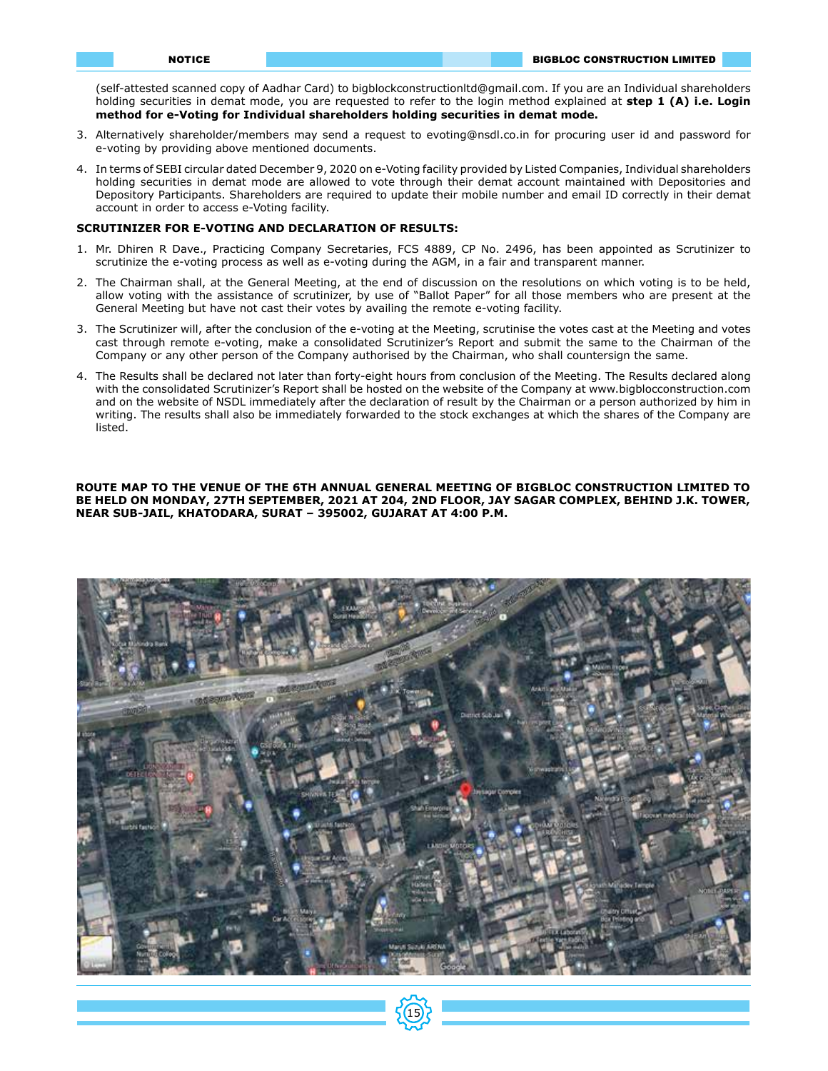(self-attested scanned copy of Aadhar Card) to bigblockconstructionltd@gmail.com. If you are an Individual shareholders holding securities in demat mode, you are requested to refer to the login method explained at **step 1 (A) i.e. Login method for e-Voting for Individual shareholders holding securities in demat mode.**

3. Alternatively shareholder/members may send a request to evoting@nsdl.co.in for procuring user id and password for e-voting by providing above mentioned documents.
4. In terms of SEBI circular dated December 9, 2020 on e-Voting facility provided by Listed Companies, Individual shareholders holding securities in demat mode are allowed to vote through their demat account maintained with Depositories and Depository Participants. Shareholders are required to update their mobile number and email ID correctly in their demat account in order to access e-Voting facility.

**SCRUTINIZER FOR E-VOTING AND DECLARATION OF RESULTS:**

1. Mr. Dhiren R Dave., Practicing Company Secretaries, FCS 4889, CP No. 2496, has been appointed as Scrutinizer to scrutinize the e-voting process as well as e-voting during the AGM, in a fair and transparent manner.
2. The Chairman shall, at the General Meeting, at the end of discussion on the resolutions on which voting is to be held, allow voting with the assistance of scrutinizer, by use of "Ballot Paper" for all those members who are present at the General Meeting but have not cast their votes by availing the remote e-voting facility.
3. The Scrutinizer will, after the conclusion of the e-voting at the Meeting, scrutinise the votes cast at the Meeting and votes cast through remote e-voting, make a consolidated Scrutinizer's Report and submit the same to the Chairman of the Company or any other person of the Company authorised by the Chairman, who shall countersign the same.
4. The Results shall be declared not later than forty-eight hours from conclusion of the Meeting. The Results declared along with the consolidated Scrutinizer's Report shall be hosted on the website of the Company at www.bigblocconstruction.com and on the website of NSDL immediately after the declaration of result by the Chairman or a person authorized by him in writing. The results shall also be immediately forwarded to the stock exchanges at which the shares of the Company are listed.

**ROUTE MAP TO THE VENUE OF THE 6TH ANNUAL GENERAL MEETING OF BIGBLOC CONSTRUCTION LIMITED TO BE HELD ON MONDAY, 27TH SEPTEMBER, 2021 AT 204, 2ND FLOOR, JAY SAGAR COMPLEX, BEHIND J.K. TOWER, NEAR SUB-JAIL, KHATODARA, SURAT – 395002, GUJARAT AT 4:00 P.M.**